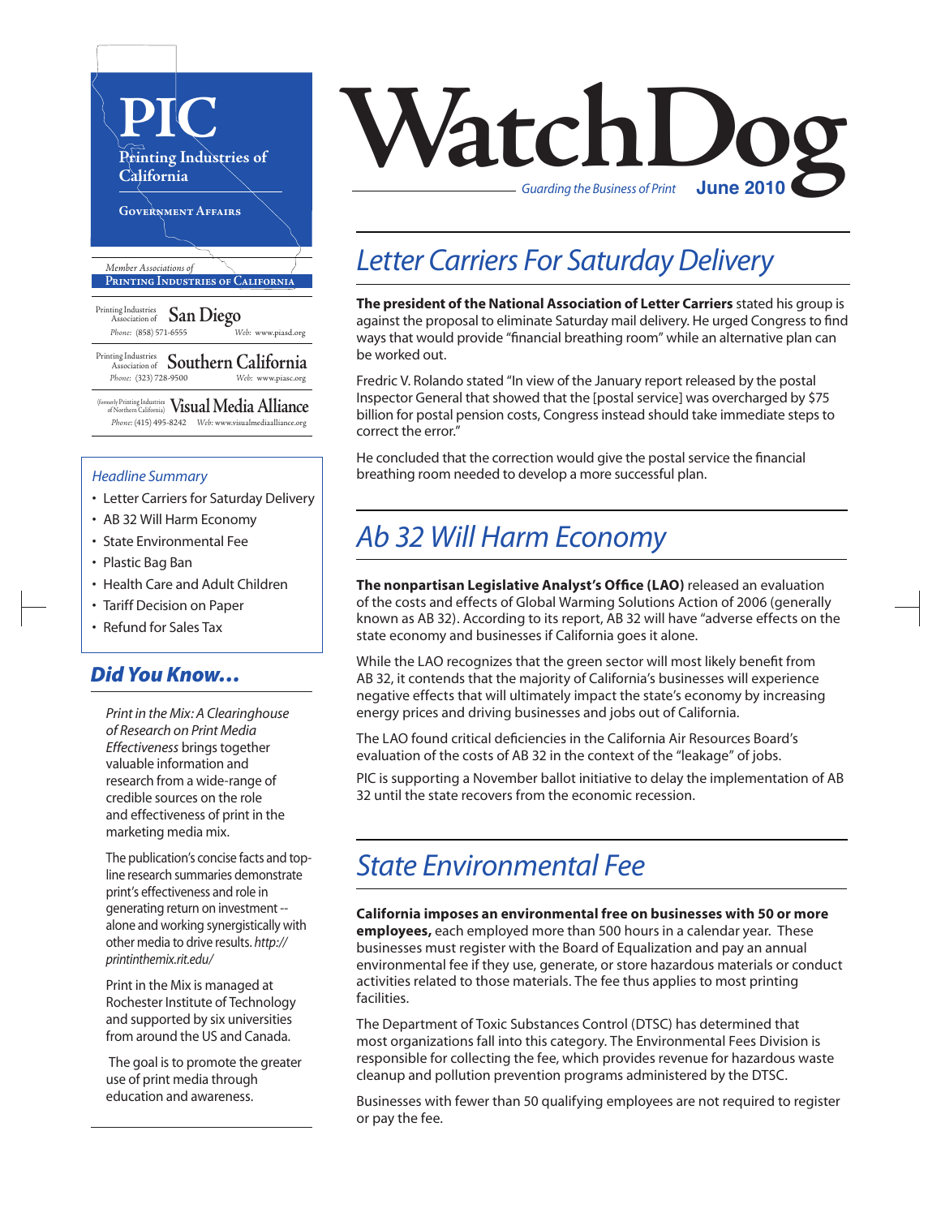# PIC

Printing Industries of California

Government Affairs

*Member Associations of*
**Printing Industries of California**

Printing Industries Association of **San Diego**
*Phone:* (858) 571-6555 *Web:* www.piasd.org

Printing Industries Association of **Southern California**
*Phone:* (323) 728-9500 *Web:* www.piasc.org

(formerly Printing Industries of Northern California) **Visual Media Alliance**
*Phone:* (415) 495-8242 *Web:* www.visualmediaalliance.org

*Headline Summary*

- Letter Carriers for Saturday Delivery
- AB 32 Will Harm Economy
- State Environmental Fee
- Plastic Bag Ban
- Health Care and Adult Children
- Tariff Decision on Paper
- Refund for Sales Tax

## *Did You Know…*

*Print in the Mix: A Clearinghouse of Research on Print Media Effectiveness* brings together valuable information and research from a wide-range of credible sources on the role and effectiveness of print in the marketing media mix.

The publication's concise facts and top-line research summaries demonstrate print's effectiveness and role in generating return on investment -- alone and working synergistically with other media to drive results. *http://printinthemix.rit.edu/*

Print in the Mix is managed at Rochester Institute of Technology and supported by six universities from around the US and Canada.

The goal is to promote the greater use of print media through education and awareness.

# WatchDog

*Guarding the Business of Print* **June 2010**

## *Letter Carriers For Saturday Delivery*

**The president of the National Association of Letter Carriers** stated his group is against the proposal to eliminate Saturday mail delivery. He urged Congress to find ways that would provide "financial breathing room" while an alternative plan can be worked out.

Fredric V. Rolando stated "In view of the January report released by the postal Inspector General that showed that the [postal service] was overcharged by $75 billion for postal pension costs, Congress instead should take immediate steps to correct the error."

He concluded that the correction would give the postal service the financial breathing room needed to develop a more successful plan.

## *Ab 32 Will Harm Economy*

**The nonpartisan Legislative Analyst's Office (LAO)** released an evaluation of the costs and effects of Global Warming Solutions Action of 2006 (generally known as AB 32). According to its report, AB 32 will have "adverse effects on the state economy and businesses if California goes it alone.

While the LAO recognizes that the green sector will most likely benefit from AB 32, it contends that the majority of California's businesses will experience negative effects that will ultimately impact the state's economy by increasing energy prices and driving businesses and jobs out of California.

The LAO found critical deficiencies in the California Air Resources Board's evaluation of the costs of AB 32 in the context of the "leakage" of jobs.

PIC is supporting a November ballot initiative to delay the implementation of AB 32 until the state recovers from the economic recession.

## *State Environmental Fee*

**California imposes an environmental free on businesses with 50 or more employees,** each employed more than 500 hours in a calendar year. These businesses must register with the Board of Equalization and pay an annual environmental fee if they use, generate, or store hazardous materials or conduct activities related to those materials. The fee thus applies to most printing facilities.

The Department of Toxic Substances Control (DTSC) has determined that most organizations fall into this category. The Environmental Fees Division is responsible for collecting the fee, which provides revenue for hazardous waste cleanup and pollution prevention programs administered by the DTSC.

Businesses with fewer than 50 qualifying employees are not required to register or pay the fee.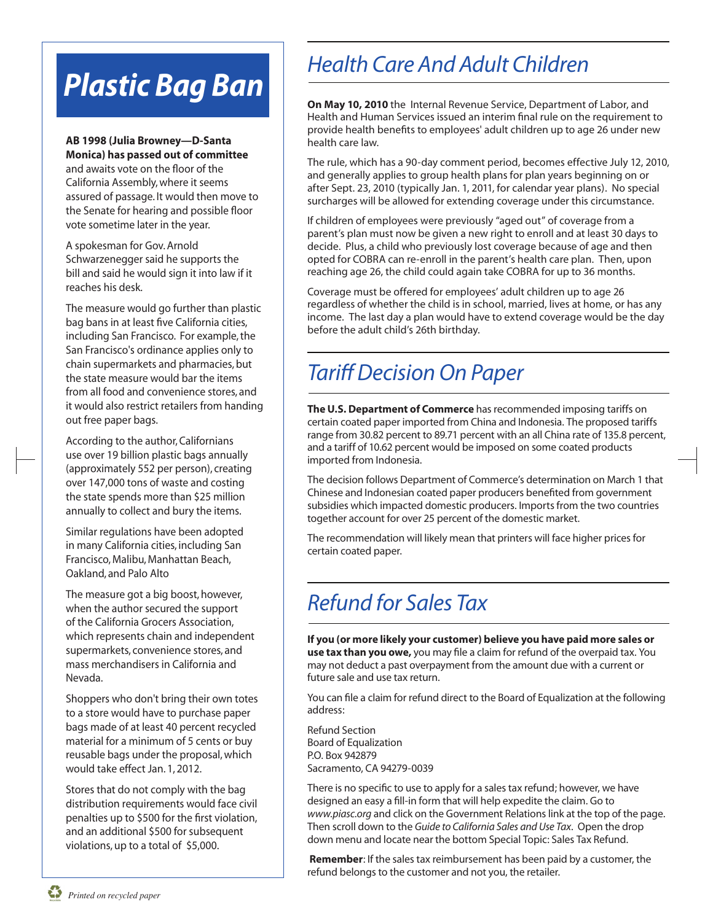# Plastic Bag Ban

**AB 1998 (Julia Browney—D-Santa Monica) has passed out of committee** and awaits vote on the floor of the California Assembly, where it seems assured of passage. It would then move to the Senate for hearing and possible floor vote sometime later in the year.

A spokesman for Gov. Arnold Schwarzenegger said he supports the bill and said he would sign it into law if it reaches his desk.

The measure would go further than plastic bag bans in at least five California cities, including San Francisco. For example, the San Francisco's ordinance applies only to chain supermarkets and pharmacies, but the state measure would bar the items from all food and convenience stores, and it would also restrict retailers from handing out free paper bags.

According to the author, Californians use over 19 billion plastic bags annually (approximately 552 per person), creating over 147,000 tons of waste and costing the state spends more than $25 million annually to collect and bury the items.

Similar regulations have been adopted in many California cities, including San Francisco, Malibu, Manhattan Beach, Oakland, and Palo Alto

The measure got a big boost, however, when the author secured the support of the California Grocers Association, which represents chain and independent supermarkets, convenience stores, and mass merchandisers in California and Nevada.

Shoppers who don't bring their own totes to a store would have to purchase paper bags made of at least 40 percent recycled material for a minimum of 5 cents or buy reusable bags under the proposal, which would take effect Jan. 1, 2012.

Stores that do not comply with the bag distribution requirements would face civil penalties up to $500 for the first violation, and an additional $500 for subsequent violations, up to a total of $5,000.

## Health Care And Adult Children

**On May 10, 2010** the Internal Revenue Service, Department of Labor, and Health and Human Services issued an interim final rule on the requirement to provide health benefits to employees' adult children up to age 26 under new health care law.

The rule, which has a 90-day comment period, becomes effective July 12, 2010, and generally applies to group health plans for plan years beginning on or after Sept. 23, 2010 (typically Jan. 1, 2011, for calendar year plans). No special surcharges will be allowed for extending coverage under this circumstance.

If children of employees were previously "aged out" of coverage from a parent's plan must now be given a new right to enroll and at least 30 days to decide. Plus, a child who previously lost coverage because of age and then opted for COBRA can re-enroll in the parent's health care plan. Then, upon reaching age 26, the child could again take COBRA for up to 36 months.

Coverage must be offered for employees' adult children up to age 26 regardless of whether the child is in school, married, lives at home, or has any income. The last day a plan would have to extend coverage would be the day before the adult child's 26th birthday.

## Tariff Decision On Paper

**The U.S. Department of Commerce** has recommended imposing tariffs on certain coated paper imported from China and Indonesia. The proposed tariffs range from 30.82 percent to 89.71 percent with an all China rate of 135.8 percent, and a tariff of 10.62 percent would be imposed on some coated products imported from Indonesia.

The decision follows Department of Commerce's determination on March 1 that Chinese and Indonesian coated paper producers benefited from government subsidies which impacted domestic producers. Imports from the two countries together account for over 25 percent of the domestic market.

The recommendation will likely mean that printers will face higher prices for certain coated paper.

## Refund for Sales Tax

**If you (or more likely your customer) believe you have paid more sales or use tax than you owe,** you may file a claim for refund of the overpaid tax. You may not deduct a past overpayment from the amount due with a current or future sale and use tax return.

You can file a claim for refund direct to the Board of Equalization at the following address:

Refund Section
Board of Equalization
P.O. Box 942879
Sacramento, CA 94279-0039

There is no specific to use to apply for a sales tax refund; however, we have designed an easy a fill-in form that will help expedite the claim. Go to *www.piasc.org* and click on the Government Relations link at the top of the page. Then scroll down to the *Guide to California Sales and Use Tax*. Open the drop down menu and locate near the bottom Special Topic: Sales Tax Refund.

**Remember**: If the sales tax reimbursement has been paid by a customer, the refund belongs to the customer and not you, the retailer.

*Printed on recycled paper*